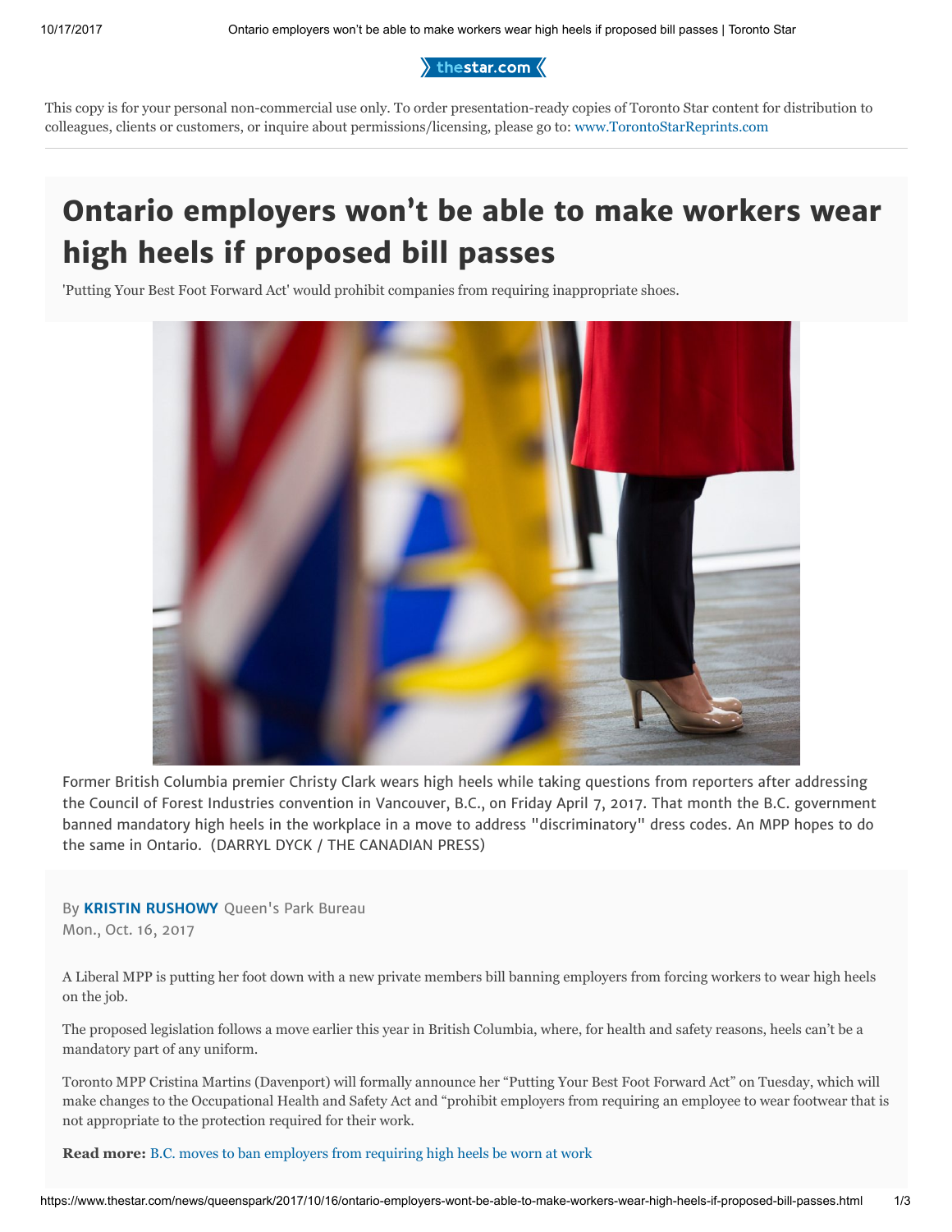This copy is for your personal non-commercial use only. To order presentation-ready copies of Toronto Star content for distribution to colleagues, clients or customers, or inquire about permissions/licensing, please go to: www.TorontoStarReprints.com

# Ontario employers won't be able to make workers wear high heels if proposed bill passes

'Putting Your Best Foot Forward Act' would prohibit companies from requiring inappropriate shoes.

Former British Columbia premier Christy Clark wears high heels while taking questions from reporters after addressing the Council of Forest Industries convention in Vancouver, B.C., on Friday April 7, 2017. That month the B.C. government banned mandatory high heels in the workplace in a move to address "discriminatory" dress codes. An MPP hopes to do the same in Ontario. (DARRYL DYCK / THE CANADIAN PRESS)

By **KRISTIN RUSHOWY** Queen's Park Bureau
Mon., Oct. 16, 2017

A Liberal MPP is putting her foot down with a new private members bill banning employers from forcing workers to wear high heels on the job.

The proposed legislation follows a move earlier this year in British Columbia, where, for health and safety reasons, heels can't be a mandatory part of any uniform.

Toronto MPP Cristina Martins (Davenport) will formally announce her "Putting Your Best Foot Forward Act" on Tuesday, which will make changes to the Occupational Health and Safety Act and "prohibit employers from requiring an employee to wear footwear that is not appropriate to the protection required for their work.

**Read more:** B.C. moves to ban employers from requiring high heels be worn at work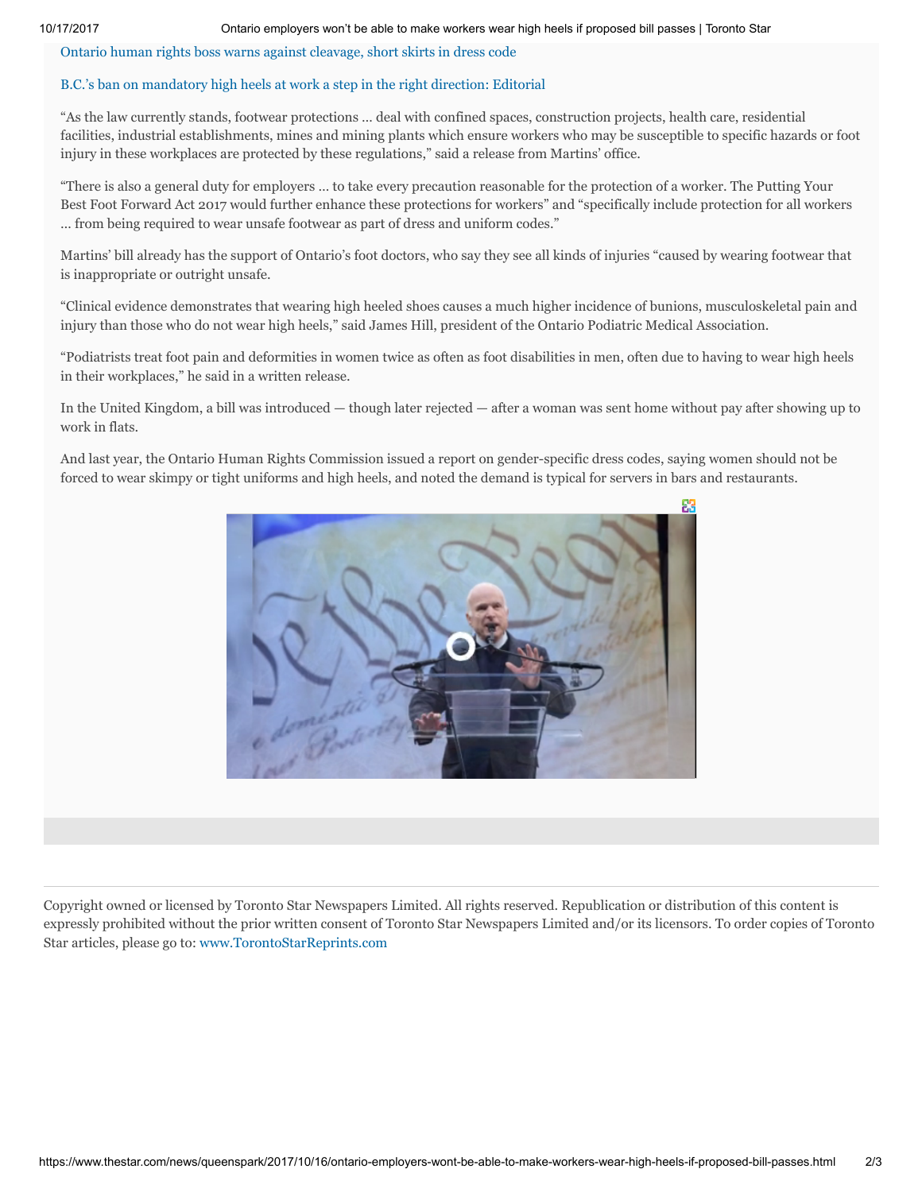[Ontario human rights boss warns against cleavage, short skirts in dress code](#)

[B.C.'s ban on mandatory high heels at work a step in the right direction: Editorial](#)

"As the law currently stands, footwear protections … deal with confined spaces, construction projects, health care, residential facilities, industrial establishments, mines and mining plants which ensure workers who may be susceptible to specific hazards or foot injury in these workplaces are protected by these regulations," said a release from Martins' office.

"There is also a general duty for employers … to take every precaution reasonable for the protection of a worker. The Putting Your Best Foot Forward Act 2017 would further enhance these protections for workers" and "specifically include protection for all workers … from being required to wear unsafe footwear as part of dress and uniform codes."

Martins' bill already has the support of Ontario's foot doctors, who say they see all kinds of injuries "caused by wearing footwear that is inappropriate or outright unsafe.

"Clinical evidence demonstrates that wearing high heeled shoes causes a much higher incidence of bunions, musculoskeletal pain and injury than those who do not wear high heels," said James Hill, president of the Ontario Podiatric Medical Association.

"Podiatrists treat foot pain and deformities in women twice as often as foot disabilities in men, often due to having to wear high heels in their workplaces," he said in a written release.

In the United Kingdom, a bill was introduced — though later rejected — after a woman was sent home without pay after showing up to work in flats.

And last year, the Ontario Human Rights Commission issued a report on gender-specific dress codes, saying women should not be forced to wear skimpy or tight uniforms and high heels, and noted the demand is typical for servers in bars and restaurants.

Copyright owned or licensed by Toronto Star Newspapers Limited. All rights reserved. Republication or distribution of this content is expressly prohibited without the prior written consent of Toronto Star Newspapers Limited and/or its licensors. To order copies of Toronto Star articles, please go to: www.TorontoStarReprints.com